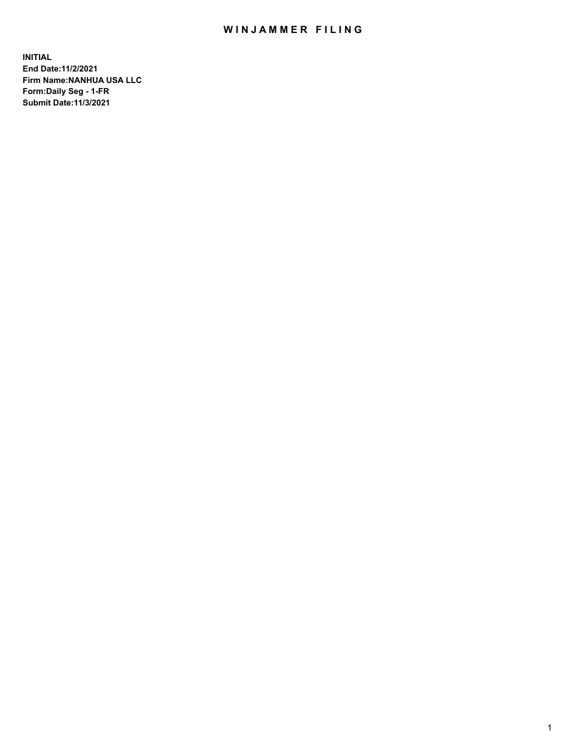# WINJAMMER FILING

**INITIAL**
**End Date:11/2/2021**
**Firm Name:NANHUA USA LLC**
**Form:Daily Seg - 1-FR**
**Submit Date:11/3/2021**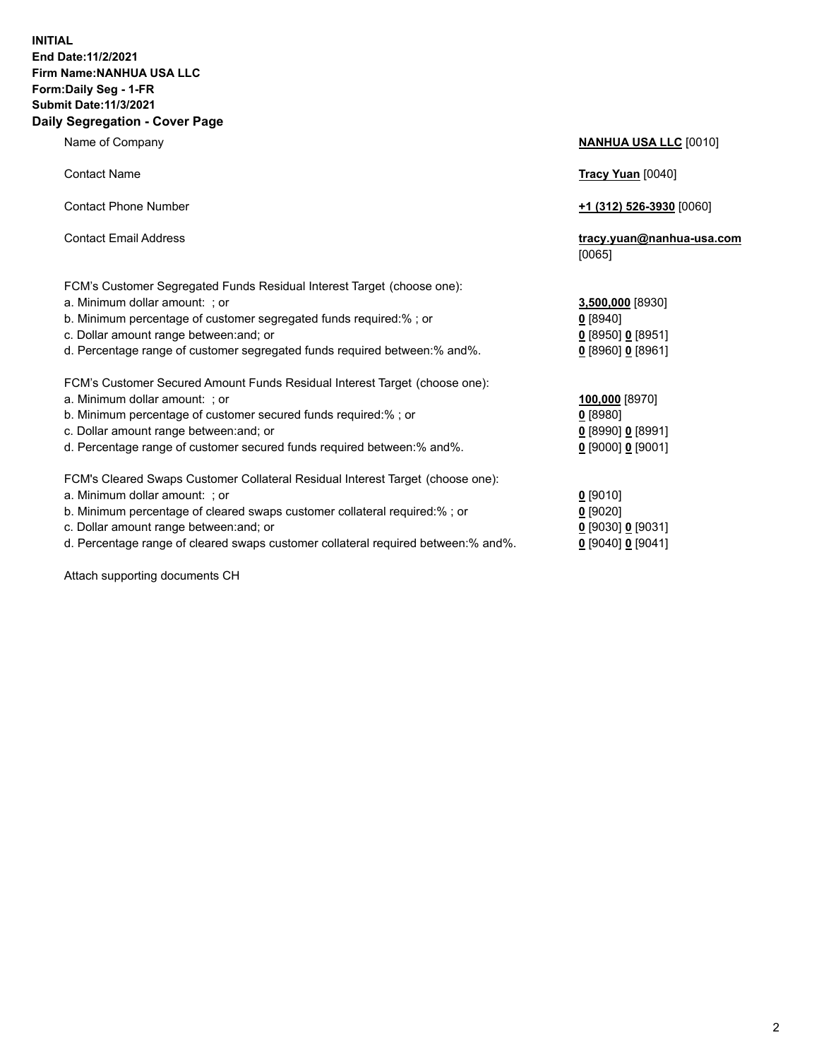**INITIAL**
**End Date:11/2/2021**
**Firm Name:NANHUA USA LLC**
**Form:Daily Seg - 1-FR**
**Submit Date:11/3/2021**

## Daily Segregation - Cover Page

| | |
|---|---|
| Name of Company | **NANHUA USA LLC** [0010] |
| Contact Name | **Tracy Yuan** [0040] |
| Contact Phone Number | **+1 (312) 526-3930** [0060] |
| Contact Email Address | **tracy.yuan@nanhua-usa.com** [0065] |

FCM's Customer Segregated Funds Residual Interest Target (choose one):

| | |
|---|---|
| a. Minimum dollar amount: ; or | **3,500,000** [8930] |
| b. Minimum percentage of customer segregated funds required:% ; or | **0** [8940] |
| c. Dollar amount range between:and; or | **0** [8950] **0** [8951] |
| d. Percentage range of customer segregated funds required between:% and%. | **0** [8960] **0** [8961] |

FCM's Customer Secured Amount Funds Residual Interest Target (choose one):

| | |
|---|---|
| a. Minimum dollar amount: ; or | **100,000** [8970] |
| b. Minimum percentage of customer secured funds required:% ; or | **0** [8980] |
| c. Dollar amount range between:and; or | **0** [8990] **0** [8991] |
| d. Percentage range of customer secured funds required between:% and%. | **0** [9000] **0** [9001] |

FCM's Cleared Swaps Customer Collateral Residual Interest Target (choose one):

| | |
|---|---|
| a. Minimum dollar amount: ; or | **0** [9010] |
| b. Minimum percentage of cleared swaps customer collateral required:% ; or | **0** [9020] |
| c. Dollar amount range between:and; or | **0** [9030] **0** [9031] |
| d. Percentage range of cleared swaps customer collateral required between:% and%. | **0** [9040] **0** [9041] |

Attach supporting documents CH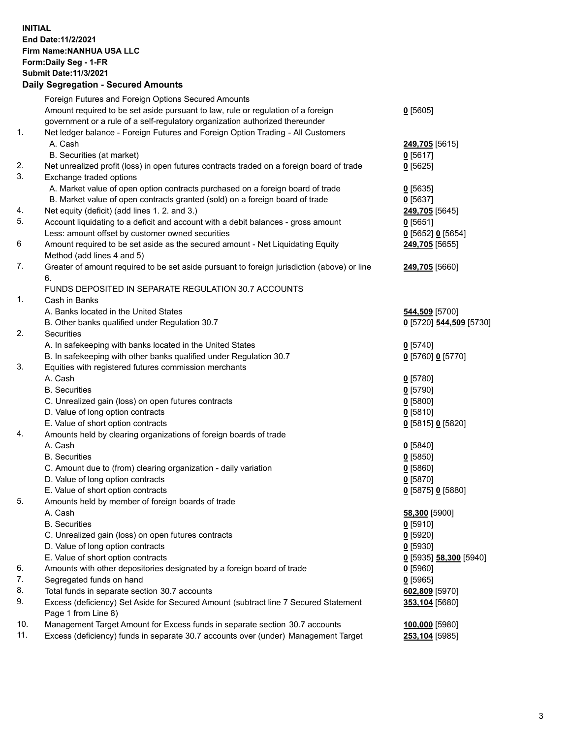**INITIAL**
**End Date:11/2/2021**
**Firm Name:NANHUA USA LLC**
**Form:Daily Seg - 1-FR**
**Submit Date:11/3/2021**

## Daily Segregation - Secured Amounts

| | | |
|---|---|---|
| | Foreign Futures and Foreign Options Secured Amounts | |
| | Amount required to be set aside pursuant to law, rule or regulation of a foreign government or a rule of a self-regulatory organization authorized thereunder | **0** [5605] |
| 1. | Net ledger balance - Foreign Futures and Foreign Option Trading - All Customers | |
| | A. Cash | **249,705** [5615] |
| | B. Securities (at market) | **0** [5617] |
| 2. | Net unrealized profit (loss) in open futures contracts traded on a foreign board of trade | **0** [5625] |
| 3. | Exchange traded options | |
| | A. Market value of open option contracts purchased on a foreign board of trade | **0** [5635] |
| | B. Market value of open contracts granted (sold) on a foreign board of trade | **0** [5637] |
| 4. | Net equity (deficit) (add lines 1. 2. and 3.) | **249,705** [5645] |
| 5. | Account liquidating to a deficit and account with a debit balances - gross amount | **0** [5651] |
| | Less: amount offset by customer owned securities | **0** [5652] **0** [5654] |
| 6 | Amount required to be set aside as the secured amount - Net Liquidating Equity Method (add lines 4 and 5) | **249,705** [5655] |
| 7. | Greater of amount required to be set aside pursuant to foreign jurisdiction (above) or line 6. | **249,705** [5660] |
| | FUNDS DEPOSITED IN SEPARATE REGULATION 30.7 ACCOUNTS | |
| 1. | Cash in Banks | |
| | A. Banks located in the United States | **544,509** [5700] |
| | B. Other banks qualified under Regulation 30.7 | **0** [5720] **544,509** [5730] |
| 2. | Securities | |
| | A. In safekeeping with banks located in the United States | **0** [5740] |
| | B. In safekeeping with other banks qualified under Regulation 30.7 | **0** [5760] **0** [5770] |
| 3. | Equities with registered futures commission merchants | |
| | A. Cash | **0** [5780] |
| | B. Securities | **0** [5790] |
| | C. Unrealized gain (loss) on open futures contracts | **0** [5800] |
| | D. Value of long option contracts | **0** [5810] |
| | E. Value of short option contracts | **0** [5815] **0** [5820] |
| 4. | Amounts held by clearing organizations of foreign boards of trade | |
| | A. Cash | **0** [5840] |
| | B. Securities | **0** [5850] |
| | C. Amount due to (from) clearing organization - daily variation | **0** [5860] |
| | D. Value of long option contracts | **0** [5870] |
| | E. Value of short option contracts | **0** [5875] **0** [5880] |
| 5. | Amounts held by member of foreign boards of trade | |
| | A. Cash | **58,300** [5900] |
| | B. Securities | **0** [5910] |
| | C. Unrealized gain (loss) on open futures contracts | **0** [5920] |
| | D. Value of long option contracts | **0** [5930] |
| | E. Value of short option contracts | **0** [5935] **58,300** [5940] |
| 6. | Amounts with other depositories designated by a foreign board of trade | **0** [5960] |
| 7. | Segregated funds on hand | **0** [5965] |
| 8. | Total funds in separate section 30.7 accounts | **602,809** [5970] |
| 9. | Excess (deficiency) Set Aside for Secured Amount (subtract line 7 Secured Statement Page 1 from Line 8) | **353,104** [5680] |
| 10. | Management Target Amount for Excess funds in separate section 30.7 accounts | **100,000** [5980] |
| 11. | Excess (deficiency) funds in separate 30.7 accounts over (under) Management Target | **253,104** [5985] |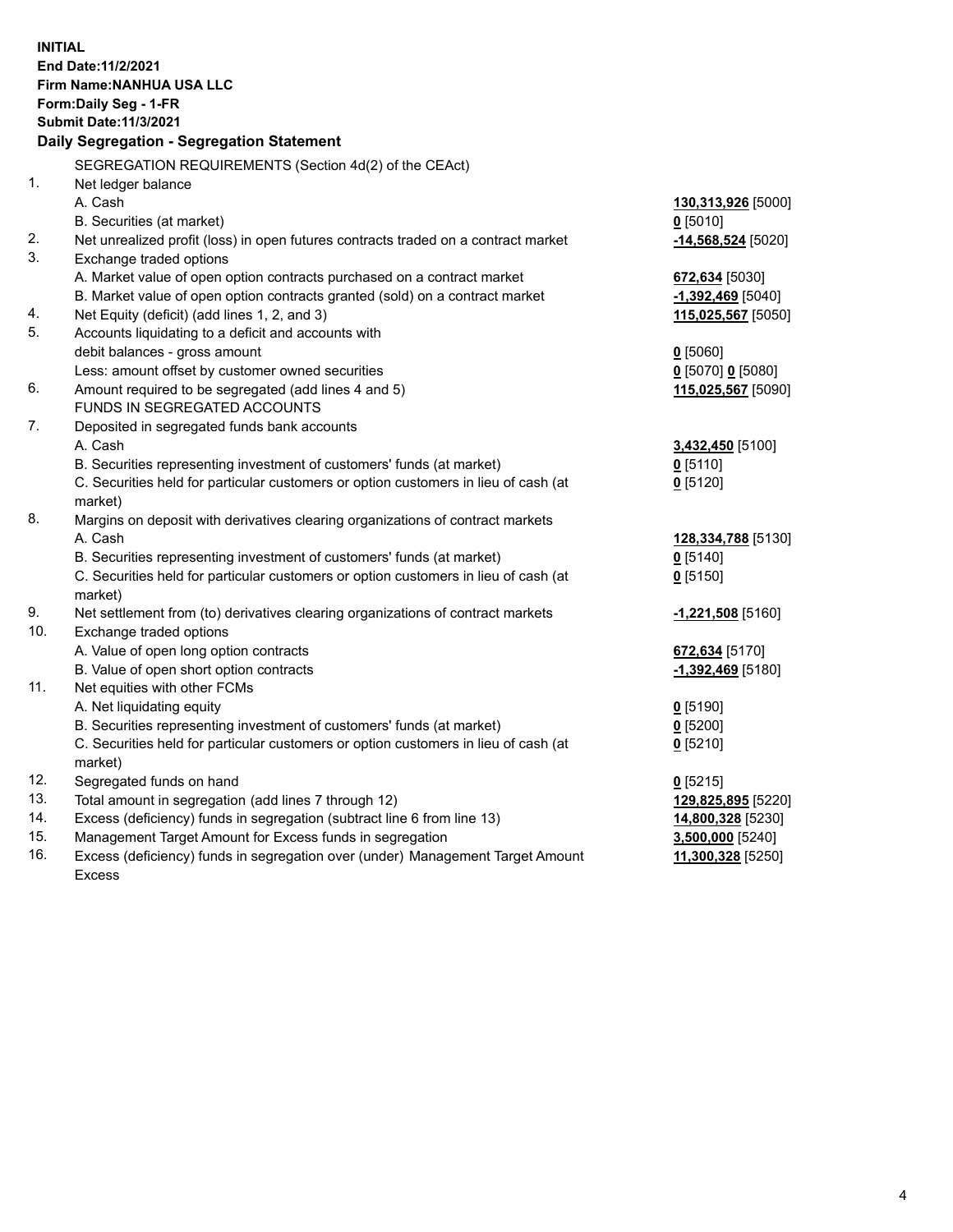**INITIAL**
**End Date:11/2/2021**
**Firm Name:NANHUA USA LLC**
**Form:Daily Seg - 1-FR**
**Submit Date:11/3/2021**

### Daily Segregation - Segregation Statement

| | | |
|---|---|---|
| | SEGREGATION REQUIREMENTS (Section 4d(2) of the CEAct) | |
| 1. | Net ledger balance | |
| | A. Cash | **130,313,926** [5000] |
| | B. Securities (at market) | **0** [5010] |
| 2. | Net unrealized profit (loss) in open futures contracts traded on a contract market | **-14,568,524** [5020] |
| 3. | Exchange traded options | |
| | A. Market value of open option contracts purchased on a contract market | **672,634** [5030] |
| | B. Market value of open option contracts granted (sold) on a contract market | **-1,392,469** [5040] |
| 4. | Net Equity (deficit) (add lines 1, 2, and 3) | **115,025,567** [5050] |
| 5. | Accounts liquidating to a deficit and accounts with debit balances - gross amount | **0** [5060] |
| | Less: amount offset by customer owned securities | **0** [5070] **0** [5080] |
| 6. | Amount required to be segregated (add lines 4 and 5) | **115,025,567** [5090] |
| | FUNDS IN SEGREGATED ACCOUNTS | |
| 7. | Deposited in segregated funds bank accounts | |
| | A. Cash | **3,432,450** [5100] |
| | B. Securities representing investment of customers' funds (at market) | **0** [5110] |
| | C. Securities held for particular customers or option customers in lieu of cash (at market) | **0** [5120] |
| 8. | Margins on deposit with derivatives clearing organizations of contract markets | |
| | A. Cash | **128,334,788** [5130] |
| | B. Securities representing investment of customers' funds (at market) | **0** [5140] |
| | C. Securities held for particular customers or option customers in lieu of cash (at market) | **0** [5150] |
| 9. | Net settlement from (to) derivatives clearing organizations of contract markets | **-1,221,508** [5160] |
| 10. | Exchange traded options | |
| | A. Value of open long option contracts | **672,634** [5170] |
| | B. Value of open short option contracts | **-1,392,469** [5180] |
| 11. | Net equities with other FCMs | |
| | A. Net liquidating equity | **0** [5190] |
| | B. Securities representing investment of customers' funds (at market) | **0** [5200] |
| | C. Securities held for particular customers or option customers in lieu of cash (at market) | **0** [5210] |
| 12. | Segregated funds on hand | **0** [5215] |
| 13. | Total amount in segregation (add lines 7 through 12) | **129,825,895** [5220] |
| 14. | Excess (deficiency) funds in segregation (subtract line 6 from line 13) | **14,800,328** [5230] |
| 15. | Management Target Amount for Excess funds in segregation | **3,500,000** [5240] |
| 16. | Excess (deficiency) funds in segregation over (under) Management Target Amount Excess | **11,300,328** [5250] |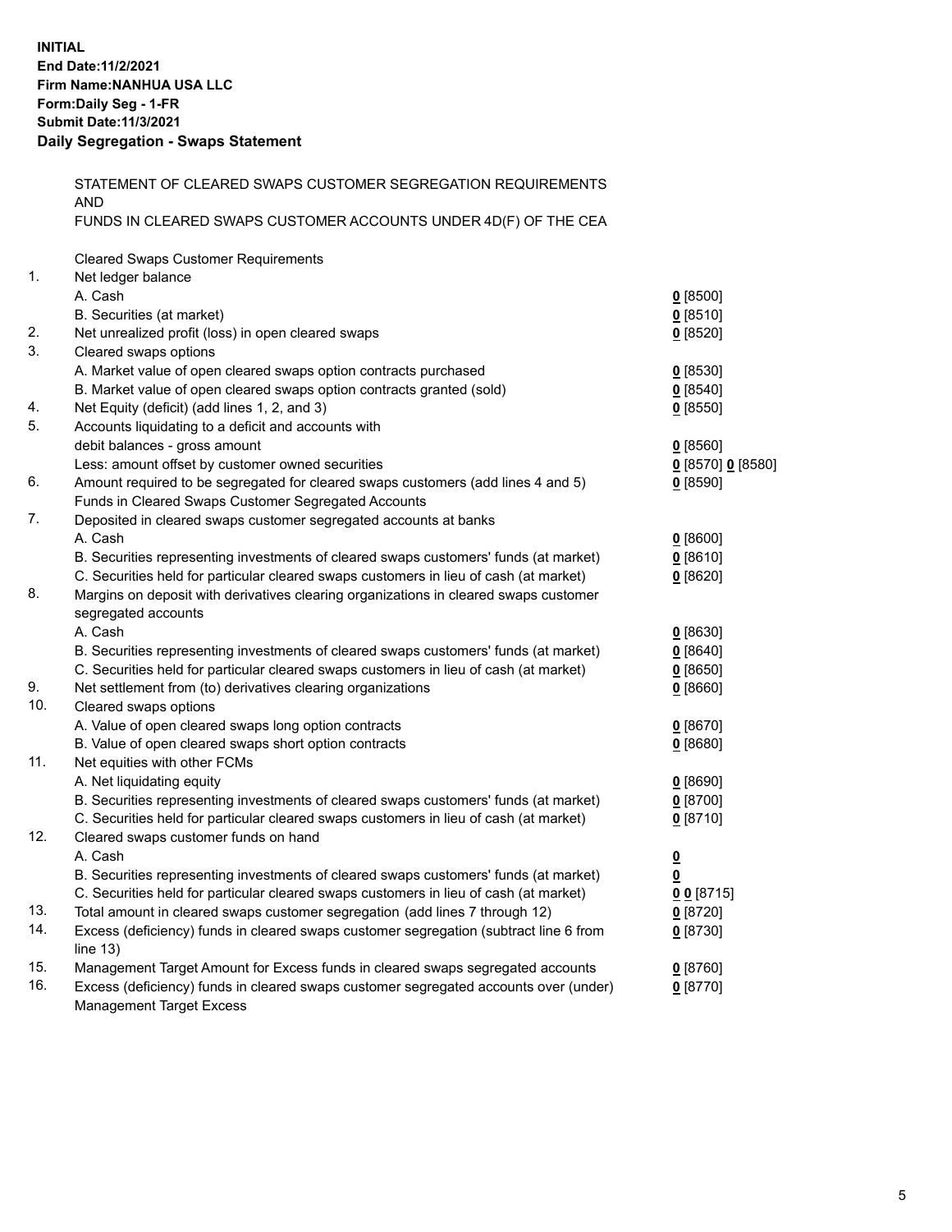**INITIAL**
**End Date:11/2/2021**
**Firm Name:NANHUA USA LLC**
**Form:Daily Seg - 1-FR**
**Submit Date:11/3/2021**
**Daily Segregation - Swaps Statement**

STATEMENT OF CLEARED SWAPS CUSTOMER SEGREGATION REQUIREMENTS AND FUNDS IN CLEARED SWAPS CUSTOMER ACCOUNTS UNDER 4D(F) OF THE CEA

| | | |
|---|---|---|
| | Cleared Swaps Customer Requirements | |
| 1. | Net ledger balance | |
| | A. Cash | 0 [8500] |
| | B. Securities (at market) | 0 [8510] |
| 2. | Net unrealized profit (loss) in open cleared swaps | 0 [8520] |
| 3. | Cleared swaps options | |
| | A. Market value of open cleared swaps option contracts purchased | 0 [8530] |
| | B. Market value of open cleared swaps option contracts granted (sold) | 0 [8540] |
| 4. | Net Equity (deficit) (add lines 1, 2, and 3) | 0 [8550] |
| 5. | Accounts liquidating to a deficit and accounts with debit balances - gross amount | 0 [8560] |
| | Less: amount offset by customer owned securities | 0 [8570] 0 [8580] |
| 6. | Amount required to be segregated for cleared swaps customers (add lines 4 and 5) | 0 [8590] |
| | Funds in Cleared Swaps Customer Segregated Accounts | |
| 7. | Deposited in cleared swaps customer segregated accounts at banks | |
| | A. Cash | 0 [8600] |
| | B. Securities representing investments of cleared swaps customers' funds (at market) | 0 [8610] |
| | C. Securities held for particular cleared swaps customers in lieu of cash (at market) | 0 [8620] |
| 8. | Margins on deposit with derivatives clearing organizations in cleared swaps customer segregated accounts | |
| | A. Cash | 0 [8630] |
| | B. Securities representing investments of cleared swaps customers' funds (at market) | 0 [8640] |
| | C. Securities held for particular cleared swaps customers in lieu of cash (at market) | 0 [8650] |
| 9. | Net settlement from (to) derivatives clearing organizations | 0 [8660] |
| 10. | Cleared swaps options | |
| | A. Value of open cleared swaps long option contracts | 0 [8670] |
| | B. Value of open cleared swaps short option contracts | 0 [8680] |
| 11. | Net equities with other FCMs | |
| | A. Net liquidating equity | 0 [8690] |
| | B. Securities representing investments of cleared swaps customers' funds (at market) | 0 [8700] |
| | C. Securities held for particular cleared swaps customers in lieu of cash (at market) | 0 [8710] |
| 12. | Cleared swaps customer funds on hand | |
| | A. Cash | 0 |
| | B. Securities representing investments of cleared swaps customers' funds (at market) | 0 |
| | C. Securities held for particular cleared swaps customers in lieu of cash (at market) | 0 0 [8715] |
| 13. | Total amount in cleared swaps customer segregation (add lines 7 through 12) | 0 [8720] |
| 14. | Excess (deficiency) funds in cleared swaps customer segregation (subtract line 6 from line 13) | 0 [8730] |
| 15. | Management Target Amount for Excess funds in cleared swaps segregated accounts | 0 [8760] |
| 16. | Excess (deficiency) funds in cleared swaps customer segregated accounts over (under) Management Target Excess | 0 [8770] |